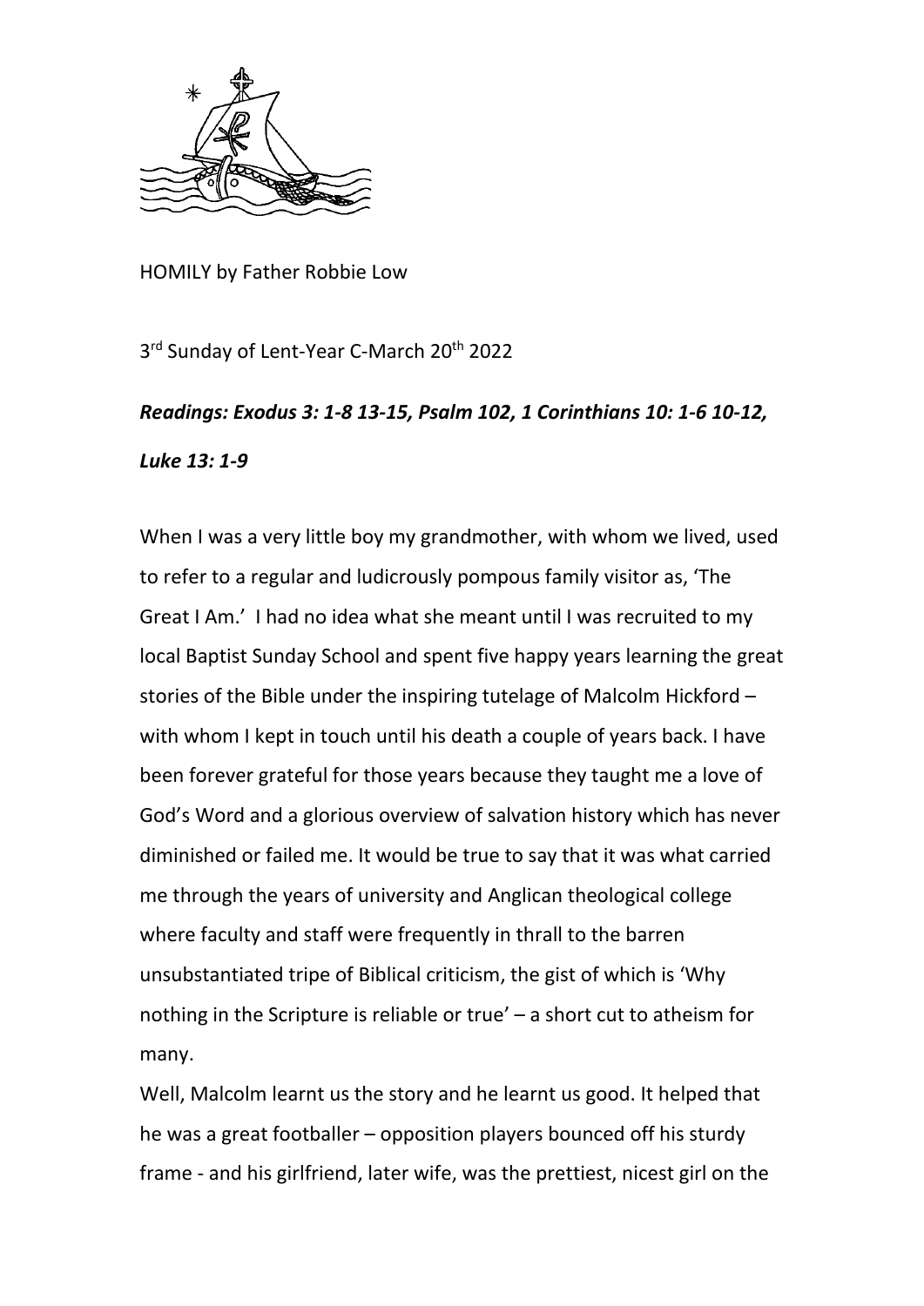HOMILY by Father Robbie Low

3rd Sunday of Lent-Year C-March 20th 2022

***Readings: Exodus 3: 1-8 13-15, Psalm 102, 1 Corinthians 10: 1-6 10-12, Luke 13: 1-9***

When I was a very little boy my grandmother, with whom we lived, used to refer to a regular and ludicrously pompous family visitor as, 'The Great I Am.' I had no idea what she meant until I was recruited to my local Baptist Sunday School and spent five happy years learning the great stories of the Bible under the inspiring tutelage of Malcolm Hickford – with whom I kept in touch until his death a couple of years back. I have been forever grateful for those years because they taught me a love of God's Word and a glorious overview of salvation history which has never diminished or failed me. It would be true to say that it was what carried me through the years of university and Anglican theological college where faculty and staff were frequently in thrall to the barren unsubstantiated tripe of Biblical criticism, the gist of which is 'Why nothing in the Scripture is reliable or true' – a short cut to atheism for many.

Well, Malcolm learnt us the story and he learnt us good. It helped that he was a great footballer – opposition players bounced off his sturdy frame - and his girlfriend, later wife, was the prettiest, nicest girl on the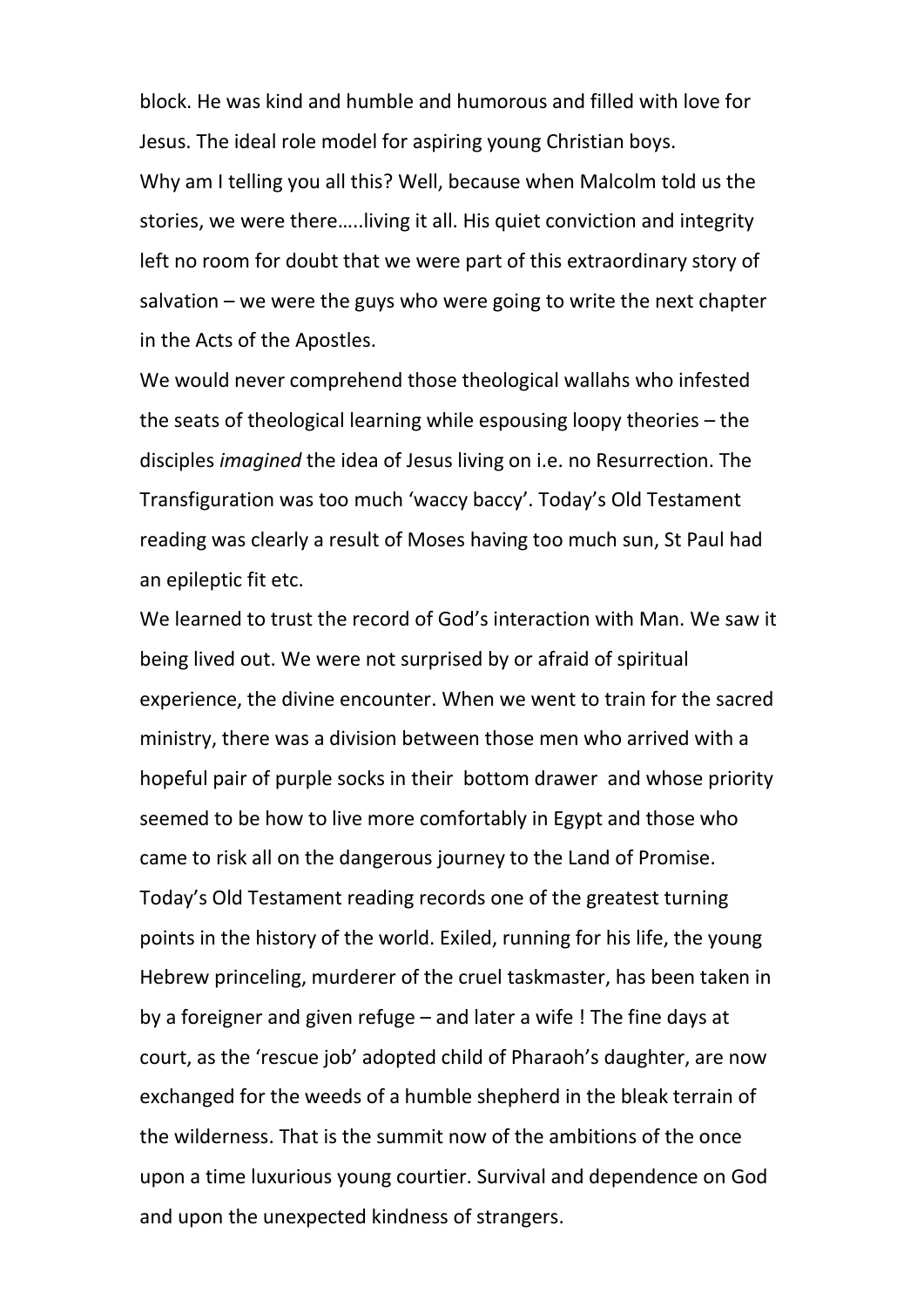block. He was kind and humble and humorous and filled with love for Jesus. The ideal role model for aspiring young Christian boys.

Why am I telling you all this? Well, because when Malcolm told us the stories, we were there…..living it all. His quiet conviction and integrity left no room for doubt that we were part of this extraordinary story of salvation – we were the guys who were going to write the next chapter in the Acts of the Apostles.

We would never comprehend those theological wallahs who infested the seats of theological learning while espousing loopy theories – the disciples *imagined* the idea of Jesus living on i.e. no Resurrection. The Transfiguration was too much 'waccy baccy'. Today's Old Testament reading was clearly a result of Moses having too much sun, St Paul had an epileptic fit etc.

We learned to trust the record of God's interaction with Man. We saw it being lived out. We were not surprised by or afraid of spiritual experience, the divine encounter. When we went to train for the sacred ministry, there was a division between those men who arrived with a hopeful pair of purple socks in their bottom drawer and whose priority seemed to be how to live more comfortably in Egypt and those who came to risk all on the dangerous journey to the Land of Promise.

Today's Old Testament reading records one of the greatest turning points in the history of the world. Exiled, running for his life, the young Hebrew princeling, murderer of the cruel taskmaster, has been taken in by a foreigner and given refuge – and later a wife ! The fine days at court, as the 'rescue job' adopted child of Pharaoh's daughter, are now exchanged for the weeds of a humble shepherd in the bleak terrain of the wilderness. That is the summit now of the ambitions of the once upon a time luxurious young courtier. Survival and dependence on God and upon the unexpected kindness of strangers.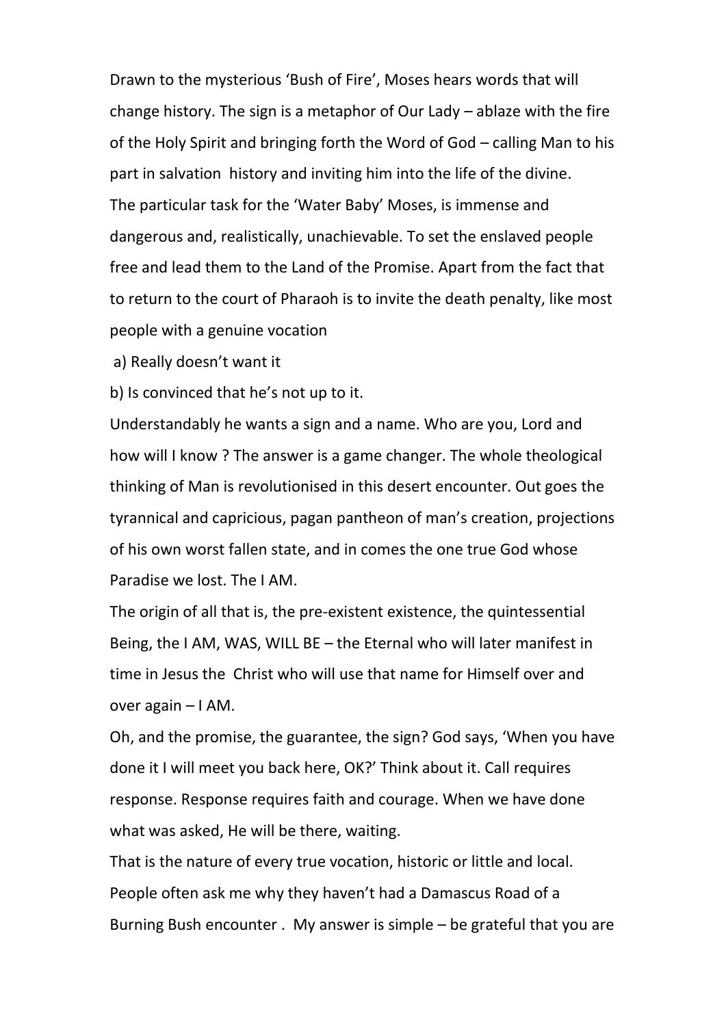Drawn to the mysterious 'Bush of Fire', Moses hears words that will change history. The sign is a metaphor of Our Lady – ablaze with the fire of the Holy Spirit and bringing forth the Word of God – calling Man to his part in salvation history and inviting him into the life of the divine.

The particular task for the 'Water Baby' Moses, is immense and dangerous and, realistically, unachievable. To set the enslaved people free and lead them to the Land of the Promise. Apart from the fact that to return to the court of Pharaoh is to invite the death penalty, like most people with a genuine vocation

a) Really doesn't want it

b) Is convinced that he's not up to it.

Understandably he wants a sign and a name. Who are you, Lord and how will I know ? The answer is a game changer. The whole theological thinking of Man is revolutionised in this desert encounter. Out goes the tyrannical and capricious, pagan pantheon of man's creation, projections of his own worst fallen state, and in comes the one true God whose Paradise we lost. The I AM.

The origin of all that is, the pre-existent existence, the quintessential Being, the I AM, WAS, WILL BE – the Eternal who will later manifest in time in Jesus the Christ who will use that name for Himself over and over again – I AM.

Oh, and the promise, the guarantee, the sign? God says, 'When you have done it I will meet you back here, OK?' Think about it. Call requires response. Response requires faith and courage. When we have done what was asked, He will be there, waiting.

That is the nature of every true vocation, historic or little and local. People often ask me why they haven't had a Damascus Road of a Burning Bush encounter . My answer is simple – be grateful that you are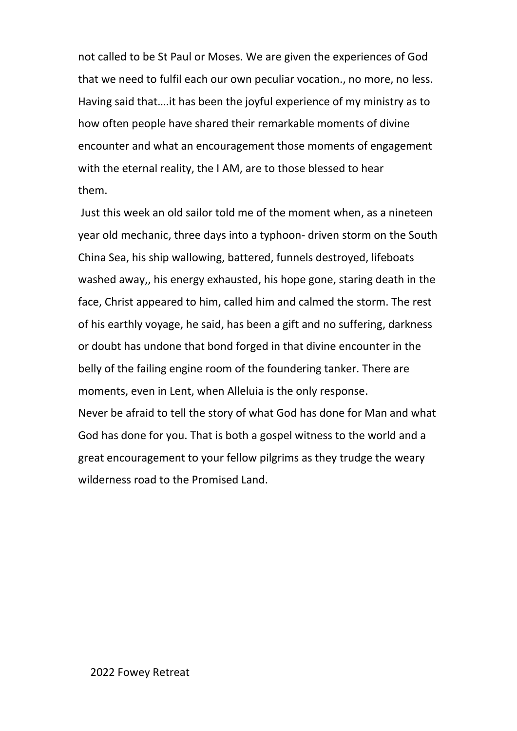not called to be St Paul or Moses. We are given the experiences of God that we need to fulfil each our own peculiar vocation., no more, no less. Having said that….it has been the joyful experience of my ministry as to how often people have shared their remarkable moments of divine encounter and what an encouragement those moments of engagement with the eternal reality, the I AM, are to those blessed to hear them.

Just this week an old sailor told me of the moment when, as a nineteen year old mechanic, three days into a typhoon- driven storm on the South China Sea, his ship wallowing, battered, funnels destroyed, lifeboats washed away,, his energy exhausted, his hope gone, staring death in the face, Christ appeared to him, called him and calmed the storm. The rest of his earthly voyage, he said, has been a gift and no suffering, darkness or doubt has undone that bond forged in that divine encounter in the belly of the failing engine room of the foundering tanker. There are moments, even in Lent, when Alleluia is the only response.

Never be afraid to tell the story of what God has done for Man and what God has done for you. That is both a gospel witness to the world and a great encouragement to your fellow pilgrims as they trudge the weary wilderness road to the Promised Land.